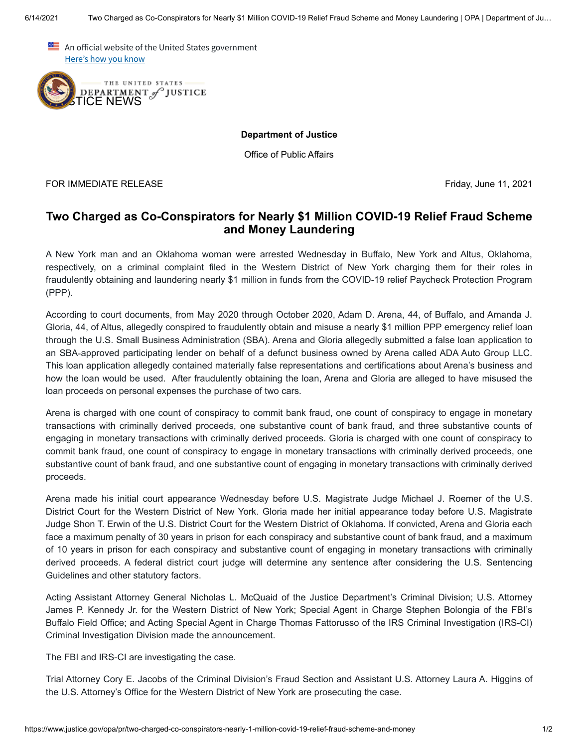An official website of the United States government
Here's how you know

JUSTICE NEWS

**Department of Justice**

Office of Public Affairs

FOR IMMEDIATE RELEASE

Friday, June 11, 2021

# Two Charged as Co-Conspirators for Nearly $1 Million COVID-19 Relief Fraud Scheme and Money Laundering

A New York man and an Oklahoma woman were arrested Wednesday in Buffalo, New York and Altus, Oklahoma, respectively, on a criminal complaint filed in the Western District of New York charging them for their roles in fraudulently obtaining and laundering nearly $1 million in funds from the COVID-19 relief Paycheck Protection Program (PPP).

According to court documents, from May 2020 through October 2020, Adam D. Arena, 44, of Buffalo, and Amanda J. Gloria, 44, of Altus, allegedly conspired to fraudulently obtain and misuse a nearly $1 million PPP emergency relief loan through the U.S. Small Business Administration (SBA). Arena and Gloria allegedly submitted a false loan application to an SBA-approved participating lender on behalf of a defunct business owned by Arena called ADA Auto Group LLC. This loan application allegedly contained materially false representations and certifications about Arena's business and how the loan would be used. After fraudulently obtaining the loan, Arena and Gloria are alleged to have misused the loan proceeds on personal expenses the purchase of two cars.

Arena is charged with one count of conspiracy to commit bank fraud, one count of conspiracy to engage in monetary transactions with criminally derived proceeds, one substantive count of bank fraud, and three substantive counts of engaging in monetary transactions with criminally derived proceeds. Gloria is charged with one count of conspiracy to commit bank fraud, one count of conspiracy to engage in monetary transactions with criminally derived proceeds, one substantive count of bank fraud, and one substantive count of engaging in monetary transactions with criminally derived proceeds.

Arena made his initial court appearance Wednesday before U.S. Magistrate Judge Michael J. Roemer of the U.S. District Court for the Western District of New York. Gloria made her initial appearance today before U.S. Magistrate Judge Shon T. Erwin of the U.S. District Court for the Western District of Oklahoma. If convicted, Arena and Gloria each face a maximum penalty of 30 years in prison for each conspiracy and substantive count of bank fraud, and a maximum of 10 years in prison for each conspiracy and substantive count of engaging in monetary transactions with criminally derived proceeds. A federal district court judge will determine any sentence after considering the U.S. Sentencing Guidelines and other statutory factors.

Acting Assistant Attorney General Nicholas L. McQuaid of the Justice Department's Criminal Division; U.S. Attorney James P. Kennedy Jr. for the Western District of New York; Special Agent in Charge Stephen Bolongia of the FBI's Buffalo Field Office; and Acting Special Agent in Charge Thomas Fattorusso of the IRS Criminal Investigation (IRS-CI) Criminal Investigation Division made the announcement.

The FBI and IRS-CI are investigating the case.

Trial Attorney Cory E. Jacobs of the Criminal Division's Fraud Section and Assistant U.S. Attorney Laura A. Higgins of the U.S. Attorney's Office for the Western District of New York are prosecuting the case.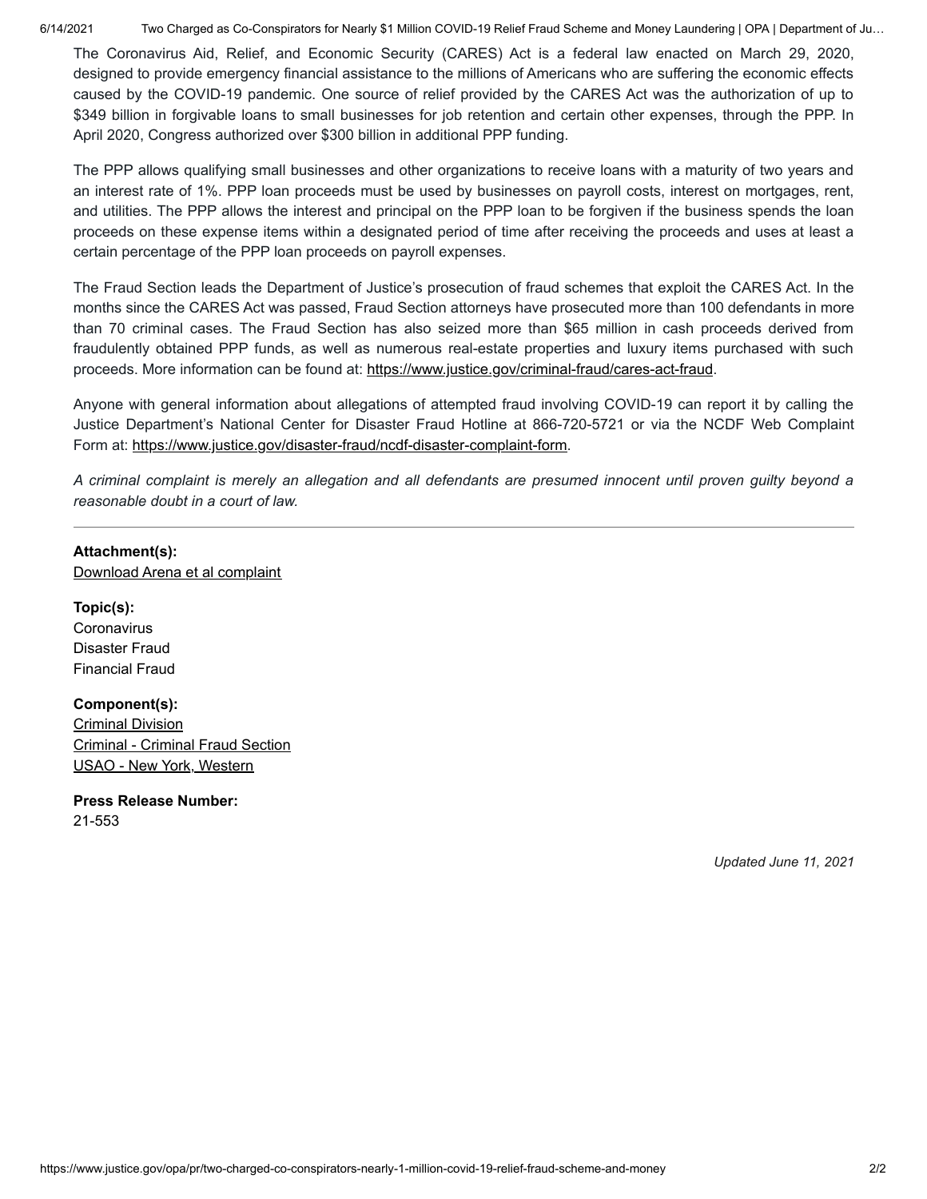The Coronavirus Aid, Relief, and Economic Security (CARES) Act is a federal law enacted on March 29, 2020, designed to provide emergency financial assistance to the millions of Americans who are suffering the economic effects caused by the COVID-19 pandemic. One source of relief provided by the CARES Act was the authorization of up to $349 billion in forgivable loans to small businesses for job retention and certain other expenses, through the PPP. In April 2020, Congress authorized over $300 billion in additional PPP funding.

The PPP allows qualifying small businesses and other organizations to receive loans with a maturity of two years and an interest rate of 1%. PPP loan proceeds must be used by businesses on payroll costs, interest on mortgages, rent, and utilities. The PPP allows the interest and principal on the PPP loan to be forgiven if the business spends the loan proceeds on these expense items within a designated period of time after receiving the proceeds and uses at least a certain percentage of the PPP loan proceeds on payroll expenses.

The Fraud Section leads the Department of Justice's prosecution of fraud schemes that exploit the CARES Act. In the months since the CARES Act was passed, Fraud Section attorneys have prosecuted more than 100 defendants in more than 70 criminal cases. The Fraud Section has also seized more than $65 million in cash proceeds derived from fraudulently obtained PPP funds, as well as numerous real-estate properties and luxury items purchased with such proceeds. More information can be found at: https://www.justice.gov/criminal-fraud/cares-act-fraud.

Anyone with general information about allegations of attempted fraud involving COVID-19 can report it by calling the Justice Department's National Center for Disaster Fraud Hotline at 866-720-5721 or via the NCDF Web Complaint Form at: https://www.justice.gov/disaster-fraud/ncdf-disaster-complaint-form.

*A criminal complaint is merely an allegation and all defendants are presumed innocent until proven guilty beyond a reasonable doubt in a court of law.*

---

**Attachment(s):**
Download Arena et al complaint

**Topic(s):**
Coronavirus
Disaster Fraud
Financial Fraud

**Component(s):**
Criminal Division
Criminal - Criminal Fraud Section
USAO - New York, Western

**Press Release Number:**
21-553

*Updated June 11, 2021*